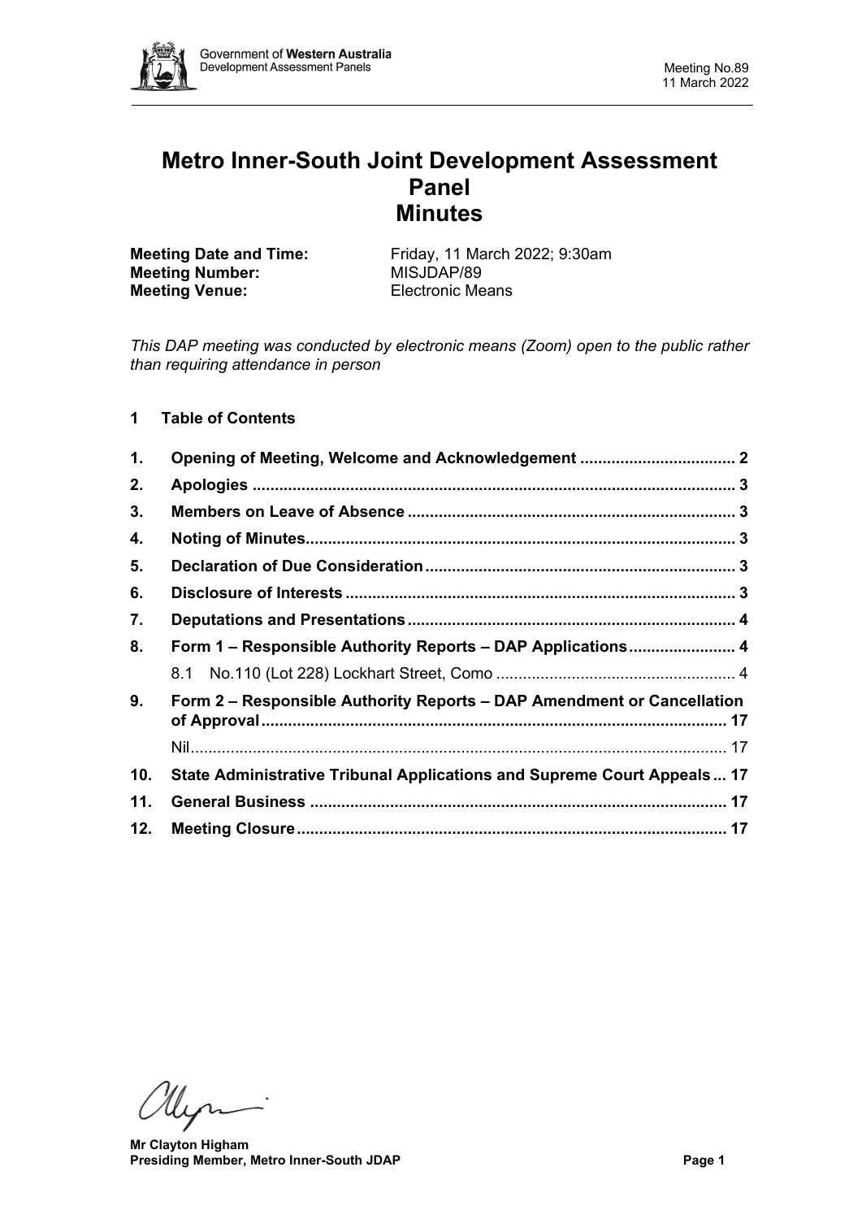# Metro Inner-South Joint Development Assessment Panel
# Minutes

**Meeting Date and Time:** Friday, 11 March 2022; 9:30am
**Meeting Number:** MISJDAP/89
**Meeting Venue:** Electronic Means

*This DAP meeting was conducted by electronic means (Zoom) open to the public rather than requiring attendance in person*

## 1 Table of Contents

| | | |
|---|---|---|
| **1.** | **Opening of Meeting, Welcome and Acknowledgement** | **2** |
| **2.** | **Apologies** | **3** |
| **3.** | **Members on Leave of Absence** | **3** |
| **4.** | **Noting of Minutes** | **3** |
| **5.** | **Declaration of Due Consideration** | **3** |
| **6.** | **Disclosure of Interests** | **3** |
| **7.** | **Deputations and Presentations** | **4** |
| **8.** | **Form 1 – Responsible Authority Reports – DAP Applications** | **4** |
| | 8.1 No.110 (Lot 228) Lockhart Street, Como | 4 |
| **9.** | **Form 2 – Responsible Authority Reports – DAP Amendment or Cancellation of Approval** | **17** |
| | Nil | 17 |
| **10.** | **State Administrative Tribunal Applications and Supreme Court Appeals** | **17** |
| **11.** | **General Business** | **17** |
| **12.** | **Meeting Closure** | **17** |

**Mr Clayton Higham**
**Presiding Member, Metro Inner-South JDAP**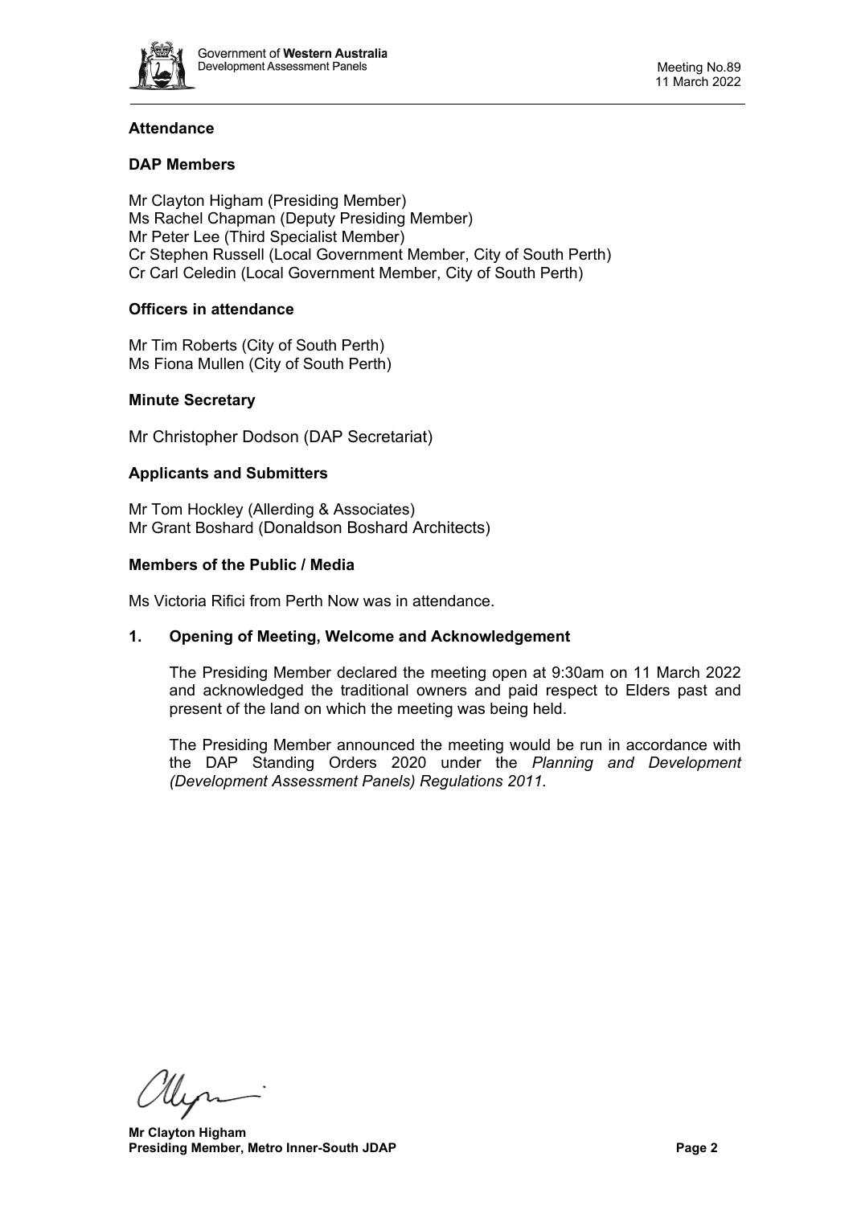### Attendance

### DAP Members

Mr Clayton Higham (Presiding Member)
Ms Rachel Chapman (Deputy Presiding Member)
Mr Peter Lee (Third Specialist Member)
Cr Stephen Russell (Local Government Member, City of South Perth)
Cr Carl Celedin (Local Government Member, City of South Perth)

### Officers in attendance

Mr Tim Roberts (City of South Perth)
Ms Fiona Mullen (City of South Perth)

### Minute Secretary

Mr Christopher Dodson (DAP Secretariat)

### Applicants and Submitters

Mr Tom Hockley (Allerding & Associates)
Mr Grant Boshard (Donaldson Boshard Architects)

### Members of the Public / Media

Ms Victoria Rifici from Perth Now was in attendance.

### 1. Opening of Meeting, Welcome and Acknowledgement

The Presiding Member declared the meeting open at 9:30am on 11 March 2022 and acknowledged the traditional owners and paid respect to Elders past and present of the land on which the meeting was being held.

The Presiding Member announced the meeting would be run in accordance with the DAP Standing Orders 2020 under the *Planning and Development (Development Assessment Panels) Regulations 2011.*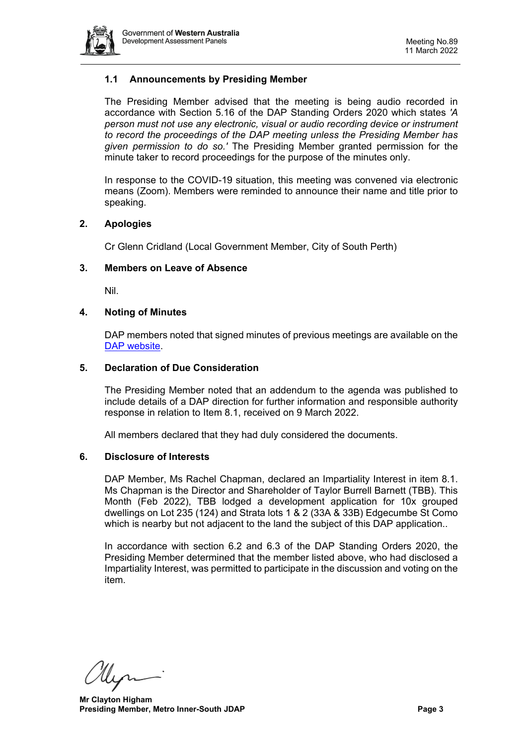### 1.1 Announcements by Presiding Member

The Presiding Member advised that the meeting is being audio recorded in accordance with Section 5.16 of the DAP Standing Orders 2020 which states *'A person must not use any electronic, visual or audio recording device or instrument to record the proceedings of the DAP meeting unless the Presiding Member has given permission to do so.'* The Presiding Member granted permission for the minute taker to record proceedings for the purpose of the minutes only.

In response to the COVID-19 situation, this meeting was convened via electronic means (Zoom). Members were reminded to announce their name and title prior to speaking.

## 2. Apologies

Cr Glenn Cridland (Local Government Member, City of South Perth)

## 3. Members on Leave of Absence

Nil.

## 4. Noting of Minutes

DAP members noted that signed minutes of previous meetings are available on the [DAP website](#).

## 5. Declaration of Due Consideration

The Presiding Member noted that an addendum to the agenda was published to include details of a DAP direction for further information and responsible authority response in relation to Item 8.1, received on 9 March 2022.

All members declared that they had duly considered the documents.

## 6. Disclosure of Interests

DAP Member, Ms Rachel Chapman, declared an Impartiality Interest in item 8.1. Ms Chapman is the Director and Shareholder of Taylor Burrell Barnett (TBB). This Month (Feb 2022), TBB lodged a development application for 10x grouped dwellings on Lot 235 (124) and Strata lots 1 & 2 (33A & 33B) Edgecumbe St Como which is nearby but not adjacent to the land the subject of this DAP application..

In accordance with section 6.2 and 6.3 of the DAP Standing Orders 2020, the Presiding Member determined that the member listed above, who had disclosed a Impartiality Interest, was permitted to participate in the discussion and voting on the item.

**Mr Clayton Higham**
**Presiding Member, Metro Inner-South JDAP**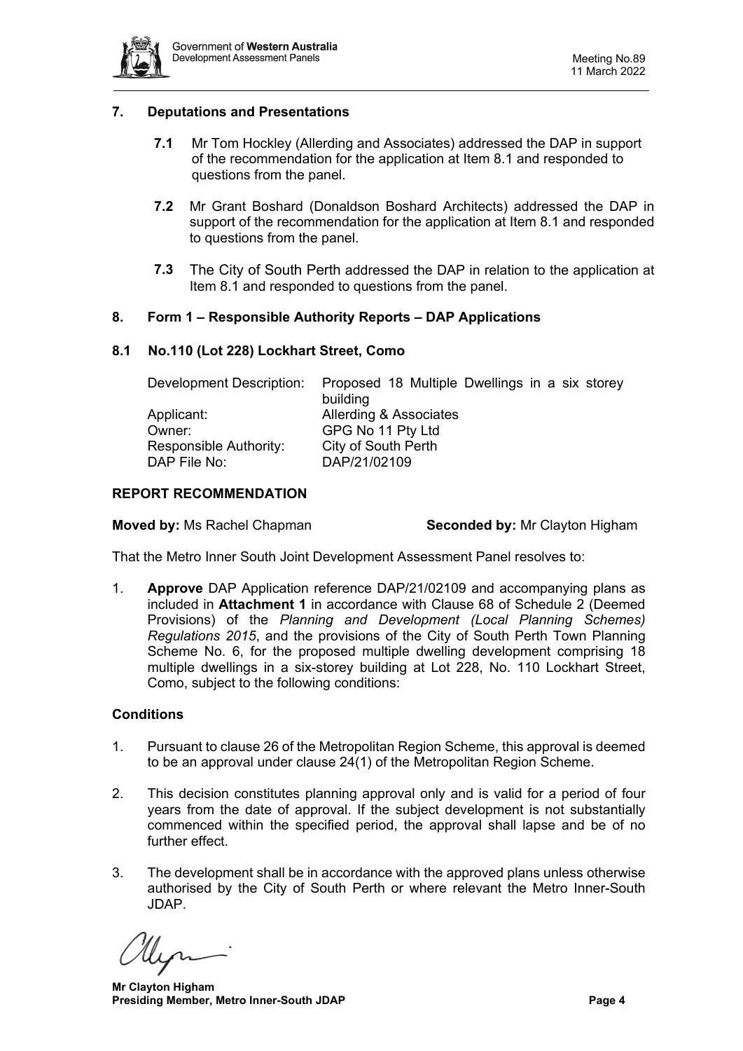## 7. Deputations and Presentations

**7.1** Mr Tom Hockley (Allerding and Associates) addressed the DAP in support of the recommendation for the application at Item 8.1 and responded to questions from the panel.

**7.2** Mr Grant Boshard (Donaldson Boshard Architects) addressed the DAP in support of the recommendation for the application at Item 8.1 and responded to questions from the panel.

**7.3** The City of South Perth addressed the DAP in relation to the application at Item 8.1 and responded to questions from the panel.

## 8. Form 1 – Responsible Authority Reports – DAP Applications

### 8.1 No.110 (Lot 228) Lockhart Street, Como

| | |
|---|---|
| Development Description: | Proposed 18 Multiple Dwellings in a six storey building |
| Applicant: | Allerding & Associates |
| Owner: | GPG No 11 Pty Ltd |
| Responsible Authority: | City of South Perth |
| DAP File No: | DAP/21/02109 |

**REPORT RECOMMENDATION**

**Moved by:** Ms Rachel Chapman **Seconded by:** Mr Clayton Higham

That the Metro Inner South Joint Development Assessment Panel resolves to:

1. **Approve** DAP Application reference DAP/21/02109 and accompanying plans as included in **Attachment 1** in accordance with Clause 68 of Schedule 2 (Deemed Provisions) of the *Planning and Development (Local Planning Schemes) Regulations 2015*, and the provisions of the City of South Perth Town Planning Scheme No. 6, for the proposed multiple dwelling development comprising 18 multiple dwellings in a six-storey building at Lot 228, No. 110 Lockhart Street, Como, subject to the following conditions:

**Conditions**

1. Pursuant to clause 26 of the Metropolitan Region Scheme, this approval is deemed to be an approval under clause 24(1) of the Metropolitan Region Scheme.

2. This decision constitutes planning approval only and is valid for a period of four years from the date of approval. If the subject development is not substantially commenced within the specified period, the approval shall lapse and be of no further effect.

3. The development shall be in accordance with the approved plans unless otherwise authorised by the City of South Perth or where relevant the Metro Inner-South JDAP.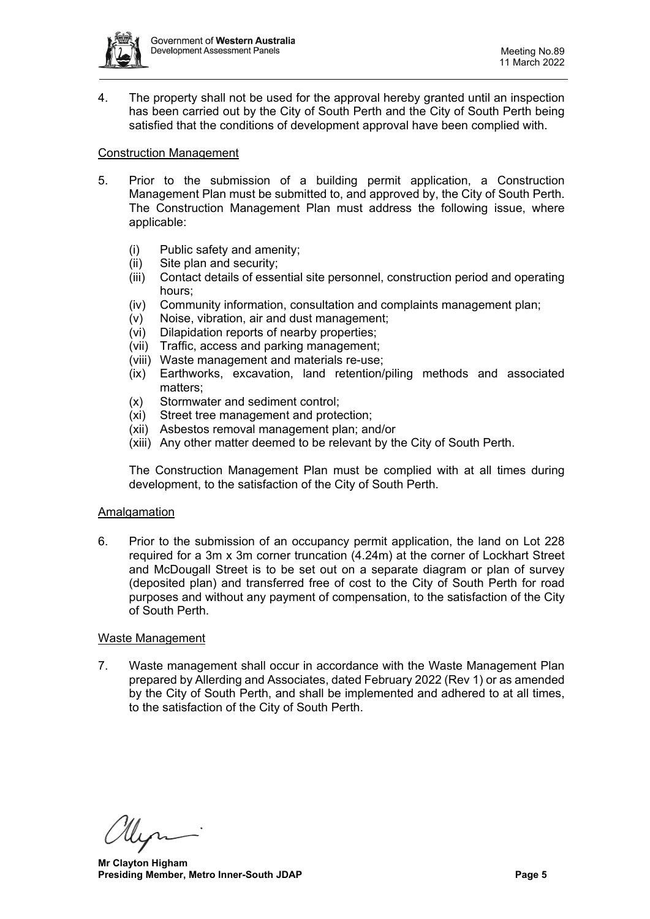4. The property shall not be used for the approval hereby granted until an inspection has been carried out by the City of South Perth and the City of South Perth being satisfied that the conditions of development approval have been complied with.

Construction Management

5. Prior to the submission of a building permit application, a Construction Management Plan must be submitted to, and approved by, the City of South Perth. The Construction Management Plan must address the following issue, where applicable:

   (i) Public safety and amenity;
   (ii) Site plan and security;
   (iii) Contact details of essential site personnel, construction period and operating hours;
   (iv) Community information, consultation and complaints management plan;
   (v) Noise, vibration, air and dust management;
   (vi) Dilapidation reports of nearby properties;
   (vii) Traffic, access and parking management;
   (viii) Waste management and materials re-use;
   (ix) Earthworks, excavation, land retention/piling methods and associated matters;
   (x) Stormwater and sediment control;
   (xi) Street tree management and protection;
   (xii) Asbestos removal management plan; and/or
   (xiii) Any other matter deemed to be relevant by the City of South Perth.

   The Construction Management Plan must be complied with at all times during development, to the satisfaction of the City of South Perth.

Amalgamation

6. Prior to the submission of an occupancy permit application, the land on Lot 228 required for a 3m x 3m corner truncation (4.24m) at the corner of Lockhart Street and McDougall Street is to be set out on a separate diagram or plan of survey (deposited plan) and transferred free of cost to the City of South Perth for road purposes and without any payment of compensation, to the satisfaction of the City of South Perth.

Waste Management

7. Waste management shall occur in accordance with the Waste Management Plan prepared by Allerding and Associates, dated February 2022 (Rev 1) or as amended by the City of South Perth, and shall be implemented and adhered to at all times, to the satisfaction of the City of South Perth.

**Mr Clayton Higham**
**Presiding Member, Metro Inner-South JDAP**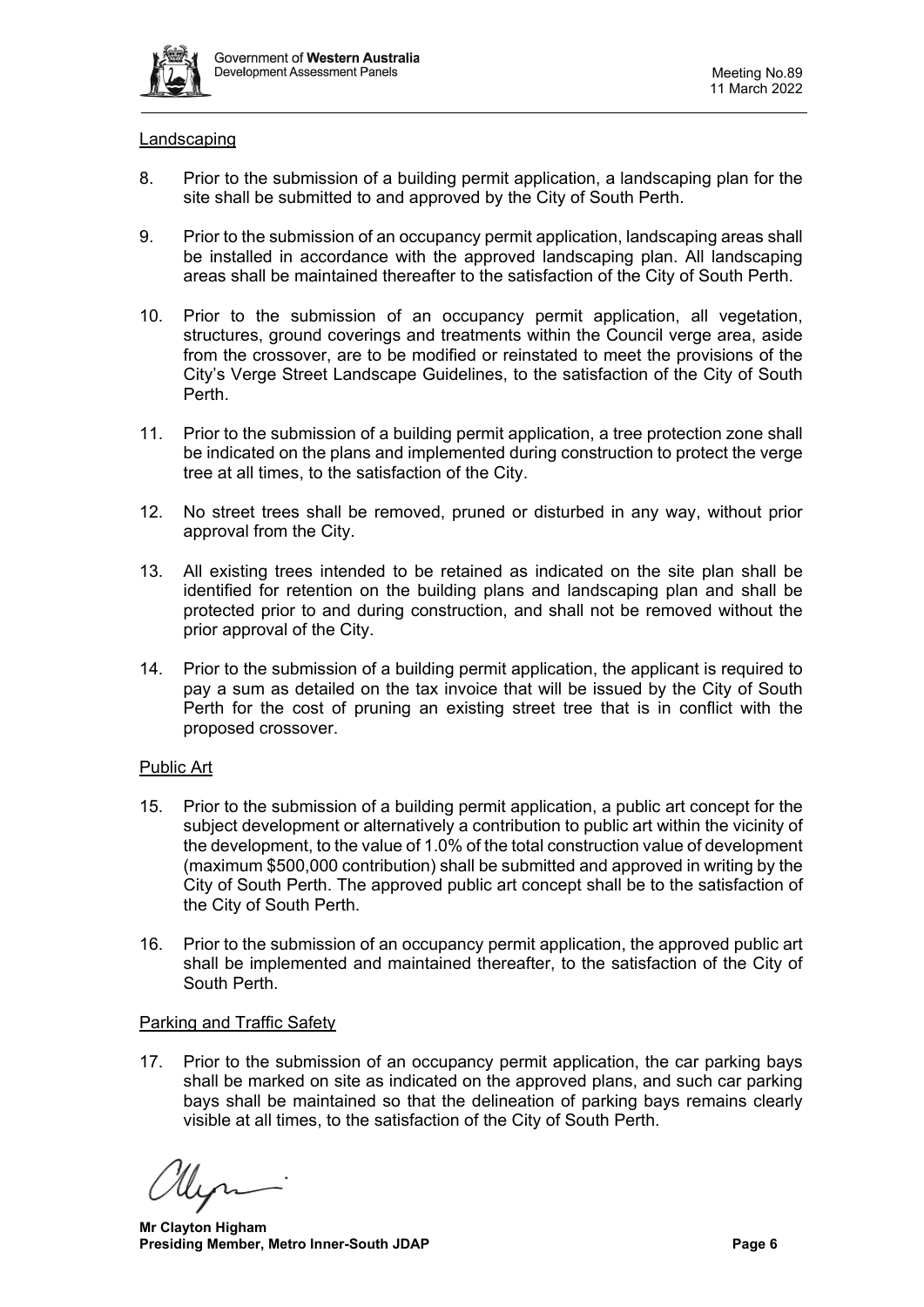Landscaping

8. Prior to the submission of a building permit application, a landscaping plan for the site shall be submitted to and approved by the City of South Perth.

9. Prior to the submission of an occupancy permit application, landscaping areas shall be installed in accordance with the approved landscaping plan. All landscaping areas shall be maintained thereafter to the satisfaction of the City of South Perth.

10. Prior to the submission of an occupancy permit application, all vegetation, structures, ground coverings and treatments within the Council verge area, aside from the crossover, are to be modified or reinstated to meet the provisions of the City's Verge Street Landscape Guidelines, to the satisfaction of the City of South Perth.

11. Prior to the submission of a building permit application, a tree protection zone shall be indicated on the plans and implemented during construction to protect the verge tree at all times, to the satisfaction of the City.

12. No street trees shall be removed, pruned or disturbed in any way, without prior approval from the City.

13. All existing trees intended to be retained as indicated on the site plan shall be identified for retention on the building plans and landscaping plan and shall be protected prior to and during construction, and shall not be removed without the prior approval of the City.

14. Prior to the submission of a building permit application, the applicant is required to pay a sum as detailed on the tax invoice that will be issued by the City of South Perth for the cost of pruning an existing street tree that is in conflict with the proposed crossover.

Public Art

15. Prior to the submission of a building permit application, a public art concept for the subject development or alternatively a contribution to public art within the vicinity of the development, to the value of 1.0% of the total construction value of development (maximum $500,000 contribution) shall be submitted and approved in writing by the City of South Perth. The approved public art concept shall be to the satisfaction of the City of South Perth.

16. Prior to the submission of an occupancy permit application, the approved public art shall be implemented and maintained thereafter, to the satisfaction of the City of South Perth.

Parking and Traffic Safety

17. Prior to the submission of an occupancy permit application, the car parking bays shall be marked on site as indicated on the approved plans, and such car parking bays shall be maintained so that the delineation of parking bays remains clearly visible at all times, to the satisfaction of the City of South Perth.

**Mr Clayton Higham**
**Presiding Member, Metro Inner-South JDAP**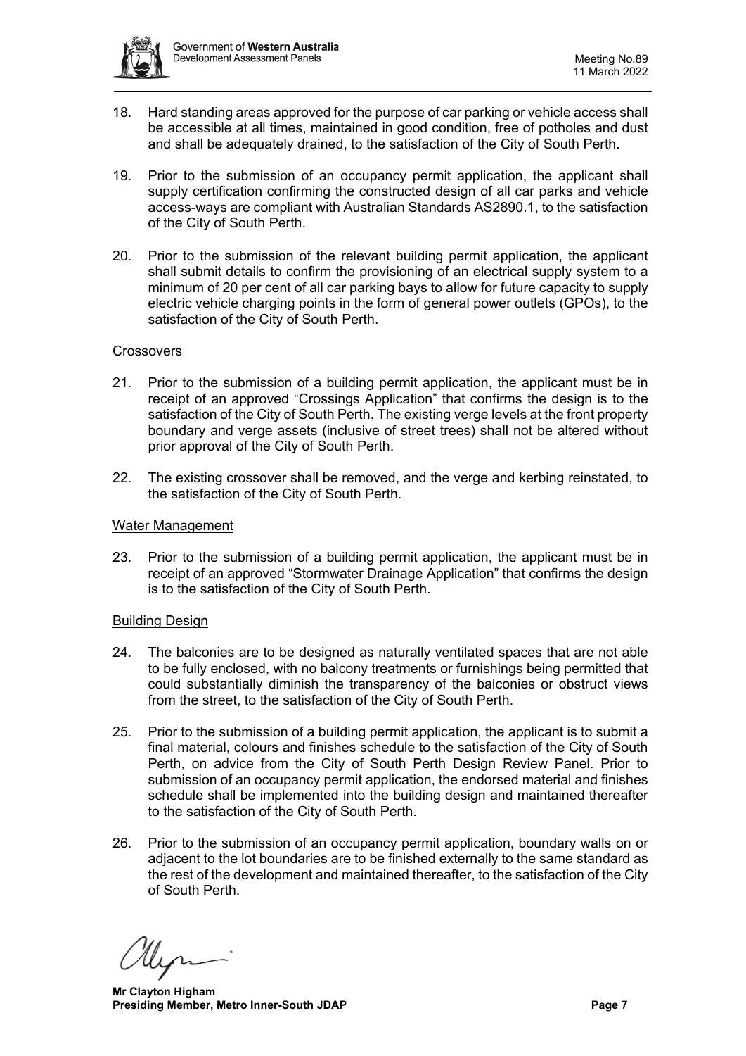18. Hard standing areas approved for the purpose of car parking or vehicle access shall be accessible at all times, maintained in good condition, free of potholes and dust and shall be adequately drained, to the satisfaction of the City of South Perth.

19. Prior to the submission of an occupancy permit application, the applicant shall supply certification confirming the constructed design of all car parks and vehicle access-ways are compliant with Australian Standards AS2890.1, to the satisfaction of the City of South Perth.

20. Prior to the submission of the relevant building permit application, the applicant shall submit details to confirm the provisioning of an electrical supply system to a minimum of 20 per cent of all car parking bays to allow for future capacity to supply electric vehicle charging points in the form of general power outlets (GPOs), to the satisfaction of the City of South Perth.

<u>Crossovers</u>

21. Prior to the submission of a building permit application, the applicant must be in receipt of an approved "Crossings Application" that confirms the design is to the satisfaction of the City of South Perth. The existing verge levels at the front property boundary and verge assets (inclusive of street trees) shall not be altered without prior approval of the City of South Perth.

22. The existing crossover shall be removed, and the verge and kerbing reinstated, to the satisfaction of the City of South Perth.

<u>Water Management</u>

23. Prior to the submission of a building permit application, the applicant must be in receipt of an approved "Stormwater Drainage Application" that confirms the design is to the satisfaction of the City of South Perth.

<u>Building Design</u>

24. The balconies are to be designed as naturally ventilated spaces that are not able to be fully enclosed, with no balcony treatments or furnishings being permitted that could substantially diminish the transparency of the balconies or obstruct views from the street, to the satisfaction of the City of South Perth.

25. Prior to the submission of a building permit application, the applicant is to submit a final material, colours and finishes schedule to the satisfaction of the City of South Perth, on advice from the City of South Perth Design Review Panel. Prior to submission of an occupancy permit application, the endorsed material and finishes schedule shall be implemented into the building design and maintained thereafter to the satisfaction of the City of South Perth.

26. Prior to the submission of an occupancy permit application, boundary walls on or adjacent to the lot boundaries are to be finished externally to the same standard as the rest of the development and maintained thereafter, to the satisfaction of the City of South Perth.

**Mr Clayton Higham**
**Presiding Member, Metro Inner-South JDAP**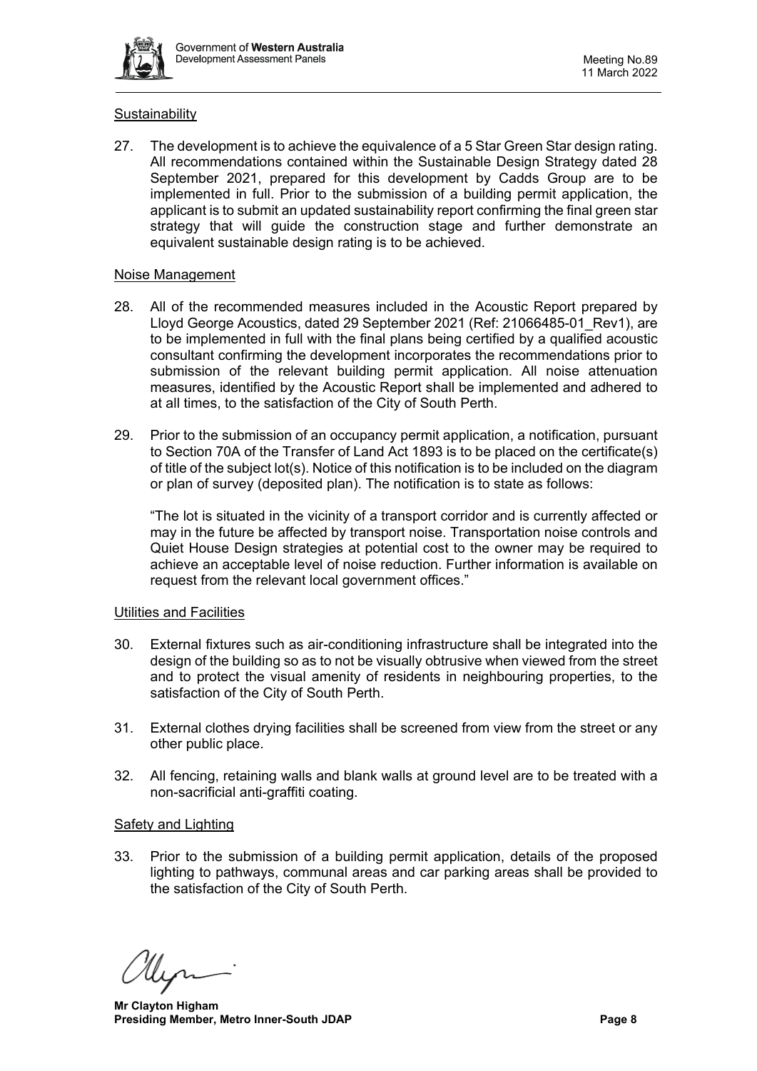Sustainability

27. The development is to achieve the equivalence of a 5 Star Green Star design rating. All recommendations contained within the Sustainable Design Strategy dated 28 September 2021, prepared for this development by Cadds Group are to be implemented in full. Prior to the submission of a building permit application, the applicant is to submit an updated sustainability report confirming the final green star strategy that will guide the construction stage and further demonstrate an equivalent sustainable design rating is to be achieved.

Noise Management

28. All of the recommended measures included in the Acoustic Report prepared by Lloyd George Acoustics, dated 29 September 2021 (Ref: 21066485-01_Rev1), are to be implemented in full with the final plans being certified by a qualified acoustic consultant confirming the development incorporates the recommendations prior to submission of the relevant building permit application. All noise attenuation measures, identified by the Acoustic Report shall be implemented and adhered to at all times, to the satisfaction of the City of South Perth.

29. Prior to the submission of an occupancy permit application, a notification, pursuant to Section 70A of the Transfer of Land Act 1893 is to be placed on the certificate(s) of title of the subject lot(s). Notice of this notification is to be included on the diagram or plan of survey (deposited plan). The notification is to state as follows:

   "The lot is situated in the vicinity of a transport corridor and is currently affected or may in the future be affected by transport noise. Transportation noise controls and Quiet House Design strategies at potential cost to the owner may be required to achieve an acceptable level of noise reduction. Further information is available on request from the relevant local government offices."

Utilities and Facilities

30. External fixtures such as air-conditioning infrastructure shall be integrated into the design of the building so as to not be visually obtrusive when viewed from the street and to protect the visual amenity of residents in neighbouring properties, to the satisfaction of the City of South Perth.

31. External clothes drying facilities shall be screened from view from the street or any other public place.

32. All fencing, retaining walls and blank walls at ground level are to be treated with a non-sacrificial anti-graffiti coating.

Safety and Lighting

33. Prior to the submission of a building permit application, details of the proposed lighting to pathways, communal areas and car parking areas shall be provided to the satisfaction of the City of South Perth.

**Mr Clayton Higham**
**Presiding Member, Metro Inner-South JDAP**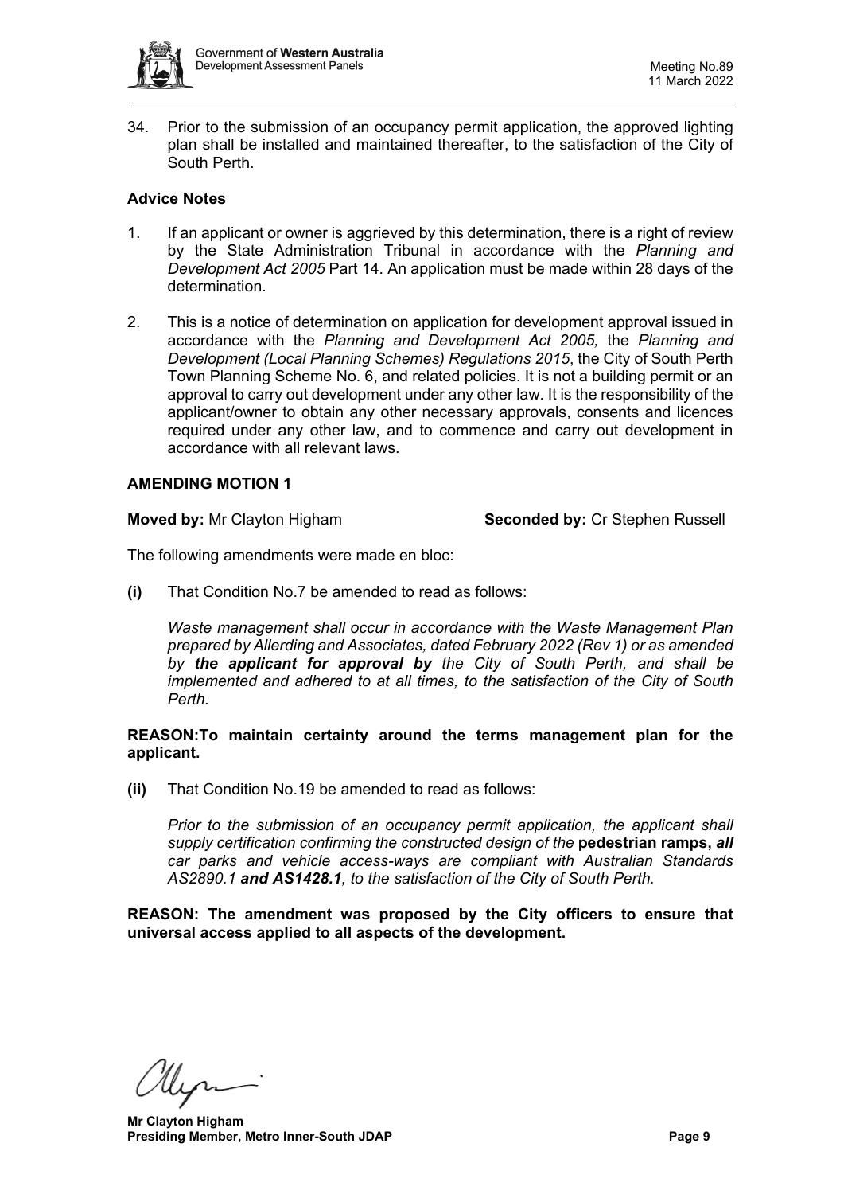34. Prior to the submission of an occupancy permit application, the approved lighting plan shall be installed and maintained thereafter, to the satisfaction of the City of South Perth.

**Advice Notes**

1. If an applicant or owner is aggrieved by this determination, there is a right of review by the State Administration Tribunal in accordance with the *Planning and Development Act 2005* Part 14. An application must be made within 28 days of the determination.

2. This is a notice of determination on application for development approval issued in accordance with the *Planning and Development Act 2005,* the *Planning and Development (Local Planning Schemes) Regulations 2015*, the City of South Perth Town Planning Scheme No. 6, and related policies. It is not a building permit or an approval to carry out development under any other law. It is the responsibility of the applicant/owner to obtain any other necessary approvals, consents and licences required under any other law, and to commence and carry out development in accordance with all relevant laws.

**AMENDING MOTION 1**

**Moved by:** Mr Clayton Higham **Seconded by:** Cr Stephen Russell

The following amendments were made en bloc:

**(i)** That Condition No.7 be amended to read as follows:

*Waste management shall occur in accordance with the Waste Management Plan prepared by Allerding and Associates, dated February 2022 (Rev 1) or as amended by* ***the applicant for approval by*** *the City of South Perth, and shall be implemented and adhered to at all times, to the satisfaction of the City of South Perth.*

**REASON:To maintain certainty around the terms management plan for the applicant.**

**(ii)** That Condition No.19 be amended to read as follows:

*Prior to the submission of an occupancy permit application, the applicant shall supply certification confirming the constructed design of the* **pedestrian ramps,** ***all*** *car parks and vehicle access-ways are compliant with Australian Standards AS2890.1* ***and AS1428.1****, to the satisfaction of the City of South Perth.*

**REASON: The amendment was proposed by the City officers to ensure that universal access applied to all aspects of the development.**

**Mr Clayton Higham**
**Presiding Member, Metro Inner-South JDAP**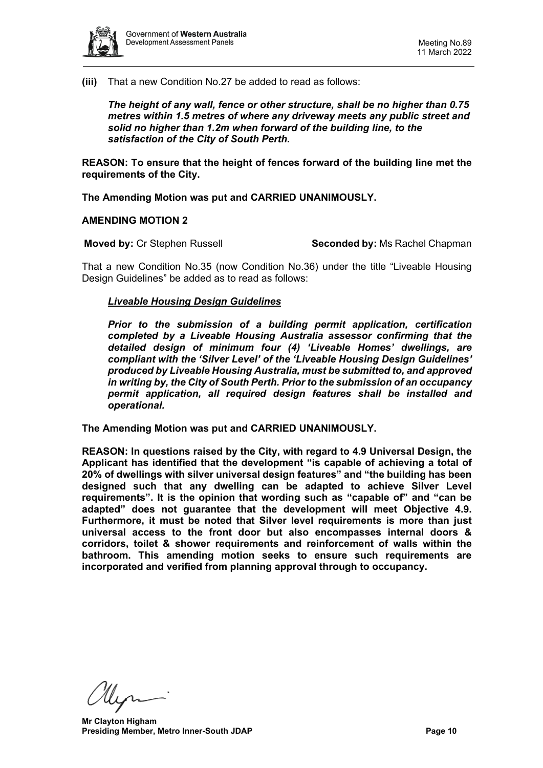**(iii)** That a new Condition No.27 be added to read as follows:

***The height of any wall, fence or other structure, shall be no higher than 0.75 metres within 1.5 metres of where any driveway meets any public street and solid no higher than 1.2m when forward of the building line, to the satisfaction of the City of South Perth.***

**REASON: To ensure that the height of fences forward of the building line met the requirements of the City.**

**The Amending Motion was put and CARRIED UNANIMOUSLY.**

**AMENDING MOTION 2**

**Moved by:** Cr Stephen Russell **Seconded by:** Ms Rachel Chapman

That a new Condition No.35 (now Condition No.36) under the title "Liveable Housing Design Guidelines" be added as to read as follows:

***Liveable Housing Design Guidelines***

***Prior to the submission of a building permit application, certification completed by a Liveable Housing Australia assessor confirming that the detailed design of minimum four (4) 'Liveable Homes' dwellings, are compliant with the 'Silver Level' of the 'Liveable Housing Design Guidelines' produced by Liveable Housing Australia, must be submitted to, and approved in writing by, the City of South Perth. Prior to the submission of an occupancy permit application, all required design features shall be installed and operational.***

**The Amending Motion was put and CARRIED UNANIMOUSLY.**

**REASON: In questions raised by the City, with regard to 4.9 Universal Design, the Applicant has identified that the development "is capable of achieving a total of 20% of dwellings with silver universal design features" and "the building has been designed such that any dwelling can be adapted to achieve Silver Level requirements". It is the opinion that wording such as "capable of" and "can be adapted" does not guarantee that the development will meet Objective 4.9. Furthermore, it must be noted that Silver level requirements is more than just universal access to the front door but also encompasses internal doors & corridors, toilet & shower requirements and reinforcement of walls within the bathroom. This amending motion seeks to ensure such requirements are incorporated and verified from planning approval through to occupancy.**

**Mr Clayton Higham**
**Presiding Member, Metro Inner-South JDAP**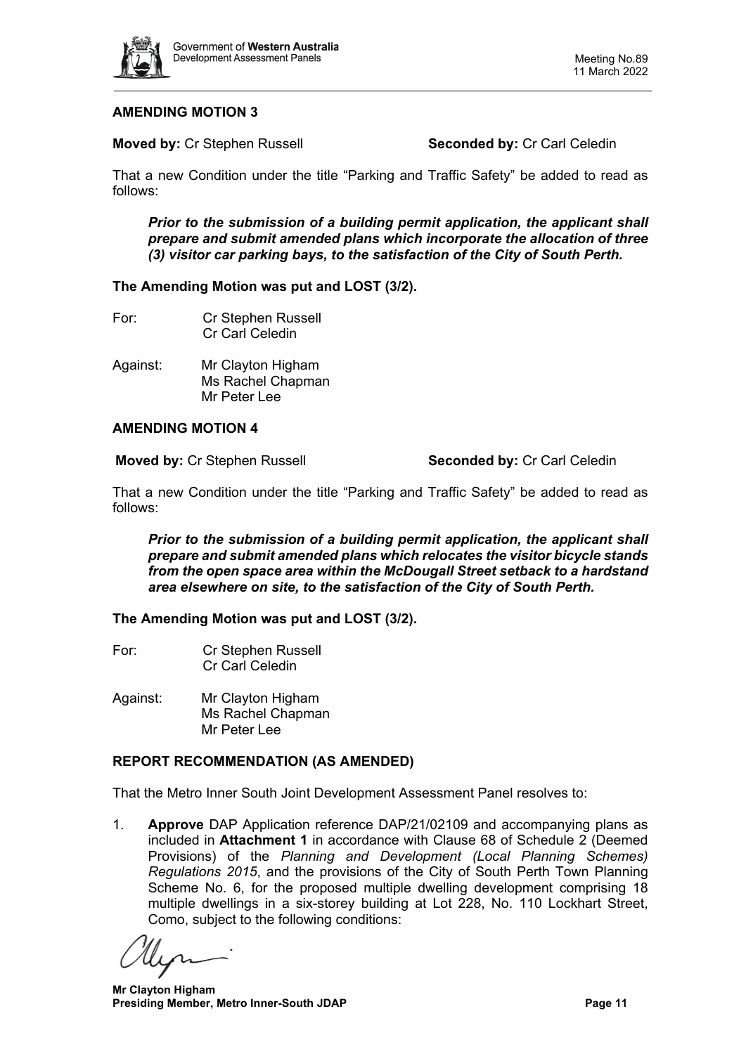**AMENDING MOTION 3**

**Moved by:** Cr Stephen Russell **Seconded by:** Cr Carl Celedin

That a new Condition under the title "Parking and Traffic Safety" be added to read as follows:

> ***Prior to the submission of a building permit application, the applicant shall prepare and submit amended plans which incorporate the allocation of three (3) visitor car parking bays, to the satisfaction of the City of South Perth.***

**The Amending Motion was put and LOST (3/2).**

For: Cr Stephen Russell
Cr Carl Celedin

Against: Mr Clayton Higham
Ms Rachel Chapman
Mr Peter Lee

**AMENDING MOTION 4**

**Moved by:** Cr Stephen Russell **Seconded by:** Cr Carl Celedin

That a new Condition under the title "Parking and Traffic Safety" be added to read as follows:

> ***Prior to the submission of a building permit application, the applicant shall prepare and submit amended plans which relocates the visitor bicycle stands from the open space area within the McDougall Street setback to a hardstand area elsewhere on site, to the satisfaction of the City of South Perth.***

**The Amending Motion was put and LOST (3/2).**

For: Cr Stephen Russell
Cr Carl Celedin

Against: Mr Clayton Higham
Ms Rachel Chapman
Mr Peter Lee

**REPORT RECOMMENDATION (AS AMENDED)**

That the Metro Inner South Joint Development Assessment Panel resolves to:

1. **Approve** DAP Application reference DAP/21/02109 and accompanying plans as included in **Attachment 1** in accordance with Clause 68 of Schedule 2 (Deemed Provisions) of the *Planning and Development (Local Planning Schemes) Regulations 2015*, and the provisions of the City of South Perth Town Planning Scheme No. 6, for the proposed multiple dwelling development comprising 18 multiple dwellings in a six-storey building at Lot 228, No. 110 Lockhart Street, Como, subject to the following conditions:

**Mr Clayton Higham**
**Presiding Member, Metro Inner-South JDAP**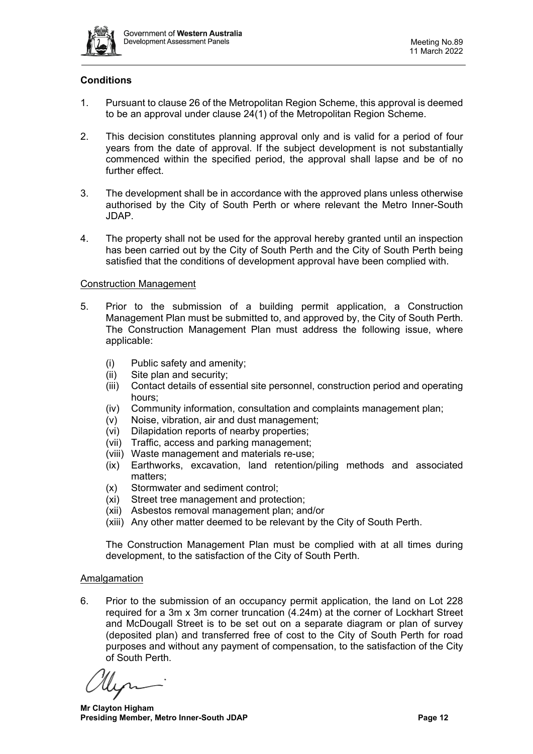## Conditions

1. Pursuant to clause 26 of the Metropolitan Region Scheme, this approval is deemed to be an approval under clause 24(1) of the Metropolitan Region Scheme.

2. This decision constitutes planning approval only and is valid for a period of four years from the date of approval. If the subject development is not substantially commenced within the specified period, the approval shall lapse and be of no further effect.

3. The development shall be in accordance with the approved plans unless otherwise authorised by the City of South Perth or where relevant the Metro Inner-South JDAP.

4. The property shall not be used for the approval hereby granted until an inspection has been carried out by the City of South Perth and the City of South Perth being satisfied that the conditions of development approval have been complied with.

### Construction Management

5. Prior to the submission of a building permit application, a Construction Management Plan must be submitted to, and approved by, the City of South Perth. The Construction Management Plan must address the following issue, where applicable:

   (i) Public safety and amenity;
   (ii) Site plan and security;
   (iii) Contact details of essential site personnel, construction period and operating hours;
   (iv) Community information, consultation and complaints management plan;
   (v) Noise, vibration, air and dust management;
   (vi) Dilapidation reports of nearby properties;
   (vii) Traffic, access and parking management;
   (viii) Waste management and materials re-use;
   (ix) Earthworks, excavation, land retention/piling methods and associated matters;
   (x) Stormwater and sediment control;
   (xi) Street tree management and protection;
   (xii) Asbestos removal management plan; and/or
   (xiii) Any other matter deemed to be relevant by the City of South Perth.

   The Construction Management Plan must be complied with at all times during development, to the satisfaction of the City of South Perth.

### Amalgamation

6. Prior to the submission of an occupancy permit application, the land on Lot 228 required for a 3m x 3m corner truncation (4.24m) at the corner of Lockhart Street and McDougall Street is to be set out on a separate diagram or plan of survey (deposited plan) and transferred free of cost to the City of South Perth for road purposes and without any payment of compensation, to the satisfaction of the City of South Perth.

**Mr Clayton Higham**
**Presiding Member, Metro Inner-South JDAP**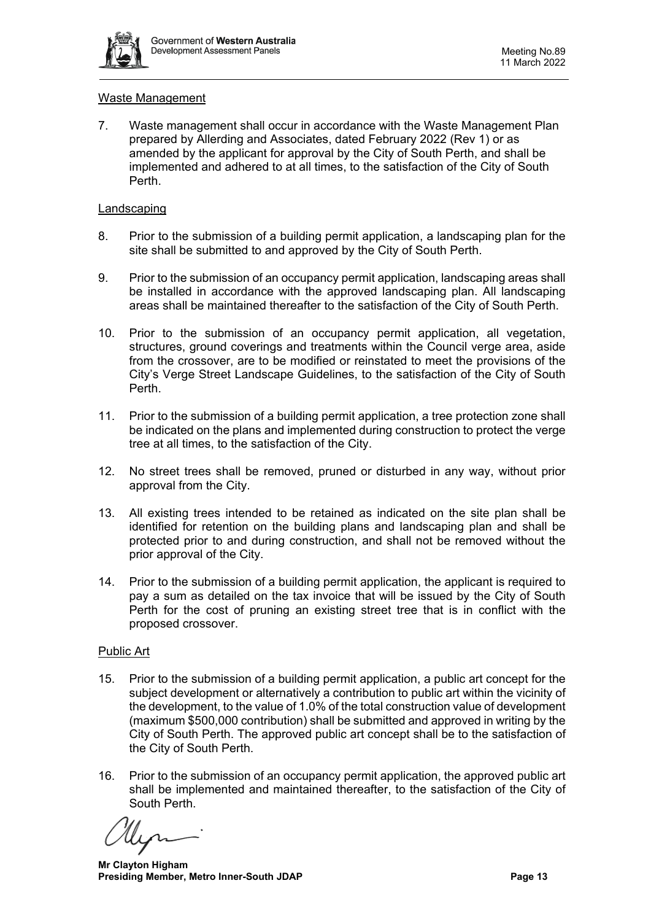Waste Management

7. Waste management shall occur in accordance with the Waste Management Plan prepared by Allerding and Associates, dated February 2022 (Rev 1) or as amended by the applicant for approval by the City of South Perth, and shall be implemented and adhered to at all times, to the satisfaction of the City of South Perth.

Landscaping

8. Prior to the submission of a building permit application, a landscaping plan for the site shall be submitted to and approved by the City of South Perth.

9. Prior to the submission of an occupancy permit application, landscaping areas shall be installed in accordance with the approved landscaping plan. All landscaping areas shall be maintained thereafter to the satisfaction of the City of South Perth.

10. Prior to the submission of an occupancy permit application, all vegetation, structures, ground coverings and treatments within the Council verge area, aside from the crossover, are to be modified or reinstated to meet the provisions of the City's Verge Street Landscape Guidelines, to the satisfaction of the City of South Perth.

11. Prior to the submission of a building permit application, a tree protection zone shall be indicated on the plans and implemented during construction to protect the verge tree at all times, to the satisfaction of the City.

12. No street trees shall be removed, pruned or disturbed in any way, without prior approval from the City.

13. All existing trees intended to be retained as indicated on the site plan shall be identified for retention on the building plans and landscaping plan and shall be protected prior to and during construction, and shall not be removed without the prior approval of the City.

14. Prior to the submission of a building permit application, the applicant is required to pay a sum as detailed on the tax invoice that will be issued by the City of South Perth for the cost of pruning an existing street tree that is in conflict with the proposed crossover.

Public Art

15. Prior to the submission of a building permit application, a public art concept for the subject development or alternatively a contribution to public art within the vicinity of the development, to the value of 1.0% of the total construction value of development (maximum $500,000 contribution) shall be submitted and approved in writing by the City of South Perth. The approved public art concept shall be to the satisfaction of the City of South Perth.

16. Prior to the submission of an occupancy permit application, the approved public art shall be implemented and maintained thereafter, to the satisfaction of the City of South Perth.

**Mr Clayton Higham**
**Presiding Member, Metro Inner-South JDAP**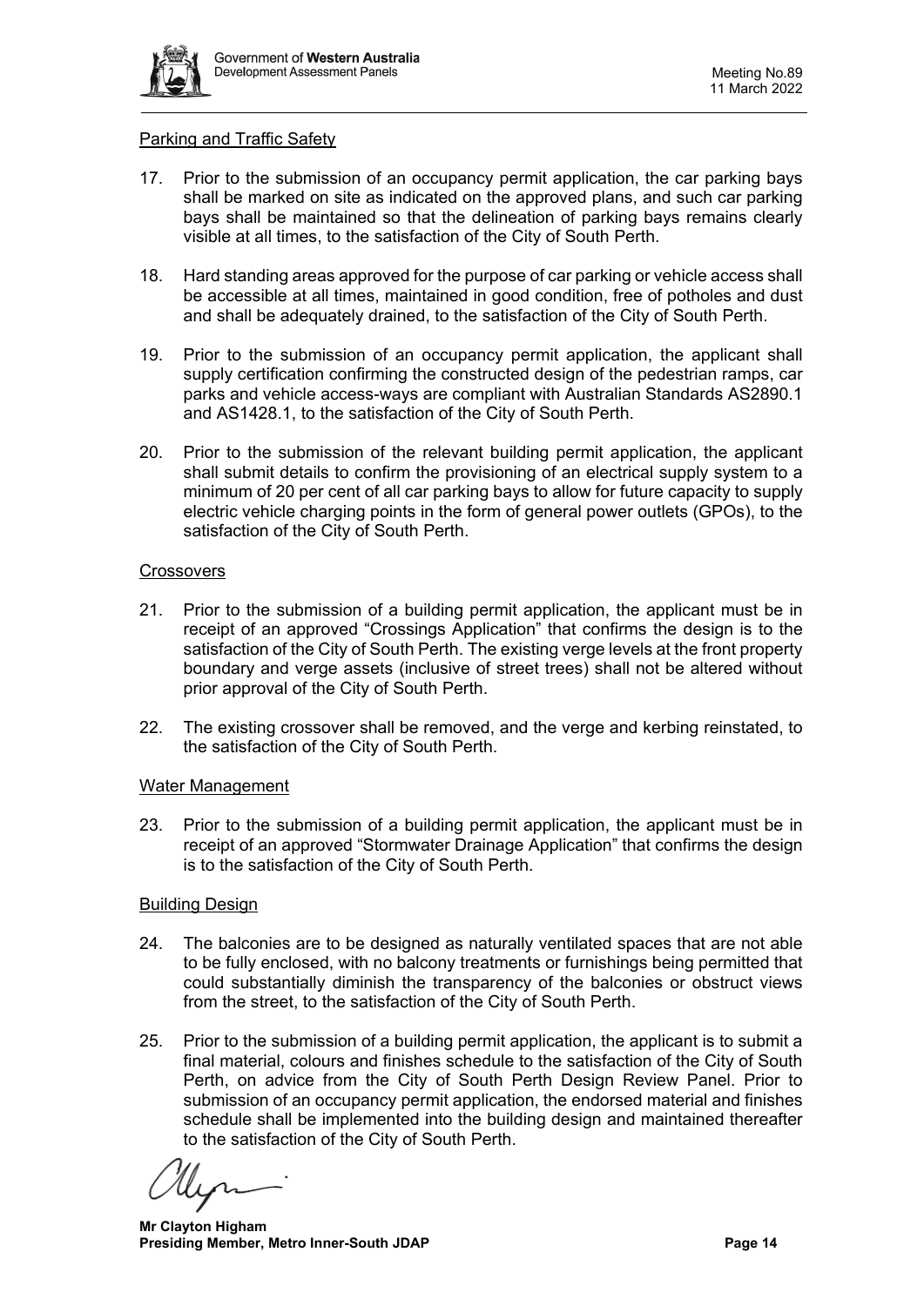Parking and Traffic Safety

17. Prior to the submission of an occupancy permit application, the car parking bays shall be marked on site as indicated on the approved plans, and such car parking bays shall be maintained so that the delineation of parking bays remains clearly visible at all times, to the satisfaction of the City of South Perth.

18. Hard standing areas approved for the purpose of car parking or vehicle access shall be accessible at all times, maintained in good condition, free of potholes and dust and shall be adequately drained, to the satisfaction of the City of South Perth.

19. Prior to the submission of an occupancy permit application, the applicant shall supply certification confirming the constructed design of the pedestrian ramps, car parks and vehicle access-ways are compliant with Australian Standards AS2890.1 and AS1428.1, to the satisfaction of the City of South Perth.

20. Prior to the submission of the relevant building permit application, the applicant shall submit details to confirm the provisioning of an electrical supply system to a minimum of 20 per cent of all car parking bays to allow for future capacity to supply electric vehicle charging points in the form of general power outlets (GPOs), to the satisfaction of the City of South Perth.

Crossovers

21. Prior to the submission of a building permit application, the applicant must be in receipt of an approved "Crossings Application" that confirms the design is to the satisfaction of the City of South Perth. The existing verge levels at the front property boundary and verge assets (inclusive of street trees) shall not be altered without prior approval of the City of South Perth.

22. The existing crossover shall be removed, and the verge and kerbing reinstated, to the satisfaction of the City of South Perth.

Water Management

23. Prior to the submission of a building permit application, the applicant must be in receipt of an approved "Stormwater Drainage Application" that confirms the design is to the satisfaction of the City of South Perth.

Building Design

24. The balconies are to be designed as naturally ventilated spaces that are not able to be fully enclosed, with no balcony treatments or furnishings being permitted that could substantially diminish the transparency of the balconies or obstruct views from the street, to the satisfaction of the City of South Perth.

25. Prior to the submission of a building permit application, the applicant is to submit a final material, colours and finishes schedule to the satisfaction of the City of South Perth, on advice from the City of South Perth Design Review Panel. Prior to submission of an occupancy permit application, the endorsed material and finishes schedule shall be implemented into the building design and maintained thereafter to the satisfaction of the City of South Perth.

**Mr Clayton Higham**
**Presiding Member, Metro Inner-South JDAP**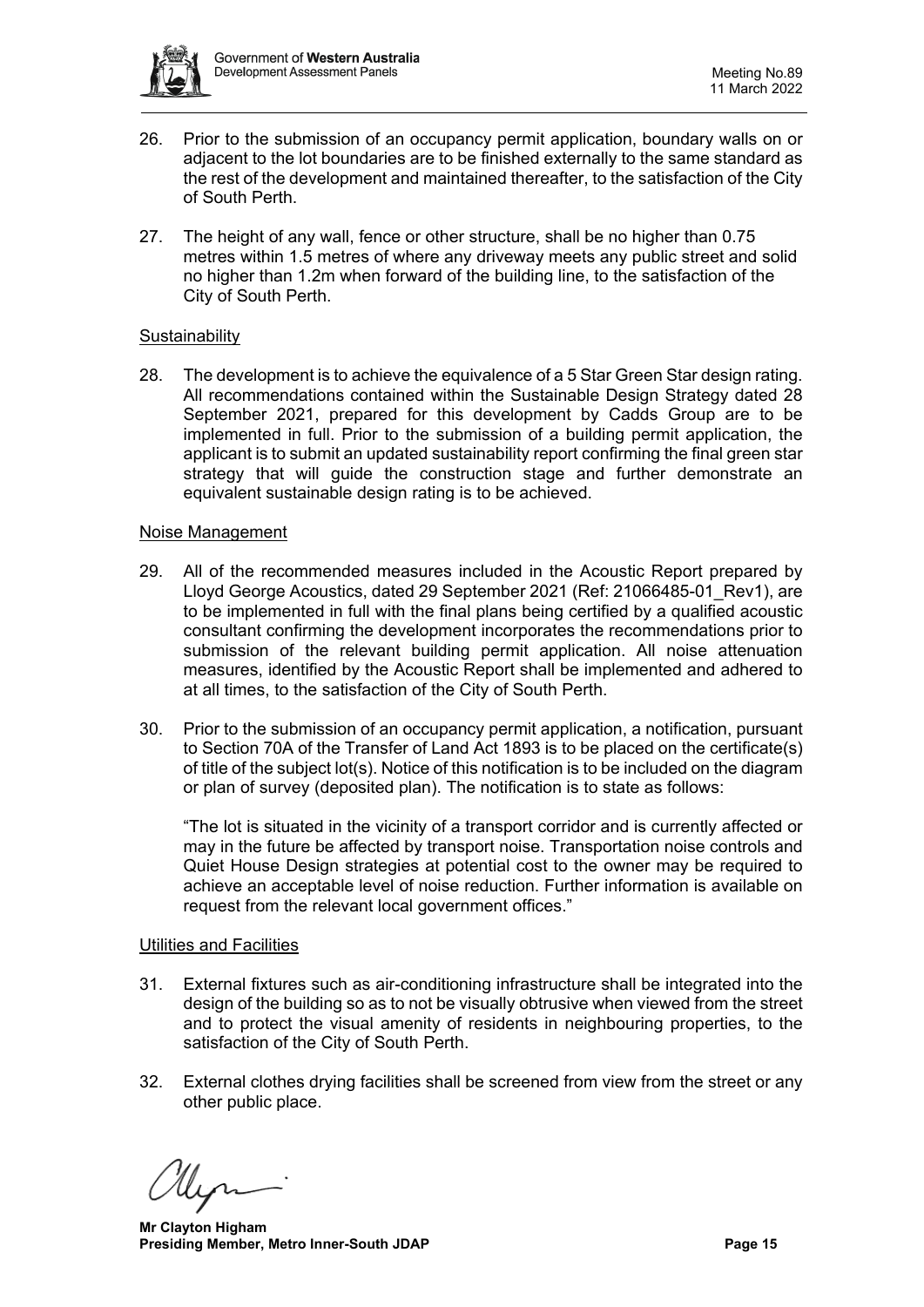26. Prior to the submission of an occupancy permit application, boundary walls on or adjacent to the lot boundaries are to be finished externally to the same standard as the rest of the development and maintained thereafter, to the satisfaction of the City of South Perth.

27. The height of any wall, fence or other structure, shall be no higher than 0.75 metres within 1.5 metres of where any driveway meets any public street and solid no higher than 1.2m when forward of the building line, to the satisfaction of the City of South Perth.

Sustainability

28. The development is to achieve the equivalence of a 5 Star Green Star design rating. All recommendations contained within the Sustainable Design Strategy dated 28 September 2021, prepared for this development by Cadds Group are to be implemented in full. Prior to the submission of a building permit application, the applicant is to submit an updated sustainability report confirming the final green star strategy that will guide the construction stage and further demonstrate an equivalent sustainable design rating is to be achieved.

Noise Management

29. All of the recommended measures included in the Acoustic Report prepared by Lloyd George Acoustics, dated 29 September 2021 (Ref: 21066485-01_Rev1), are to be implemented in full with the final plans being certified by a qualified acoustic consultant confirming the development incorporates the recommendations prior to submission of the relevant building permit application. All noise attenuation measures, identified by the Acoustic Report shall be implemented and adhered to at all times, to the satisfaction of the City of South Perth.

30. Prior to the submission of an occupancy permit application, a notification, pursuant to Section 70A of the Transfer of Land Act 1893 is to be placed on the certificate(s) of title of the subject lot(s). Notice of this notification is to be included on the diagram or plan of survey (deposited plan). The notification is to state as follows:

    "The lot is situated in the vicinity of a transport corridor and is currently affected or may in the future be affected by transport noise. Transportation noise controls and Quiet House Design strategies at potential cost to the owner may be required to achieve an acceptable level of noise reduction. Further information is available on request from the relevant local government offices."

Utilities and Facilities

31. External fixtures such as air-conditioning infrastructure shall be integrated into the design of the building so as to not be visually obtrusive when viewed from the street and to protect the visual amenity of residents in neighbouring properties, to the satisfaction of the City of South Perth.

32. External clothes drying facilities shall be screened from view from the street or any other public place.

**Mr Clayton Higham**
**Presiding Member, Metro Inner-South JDAP**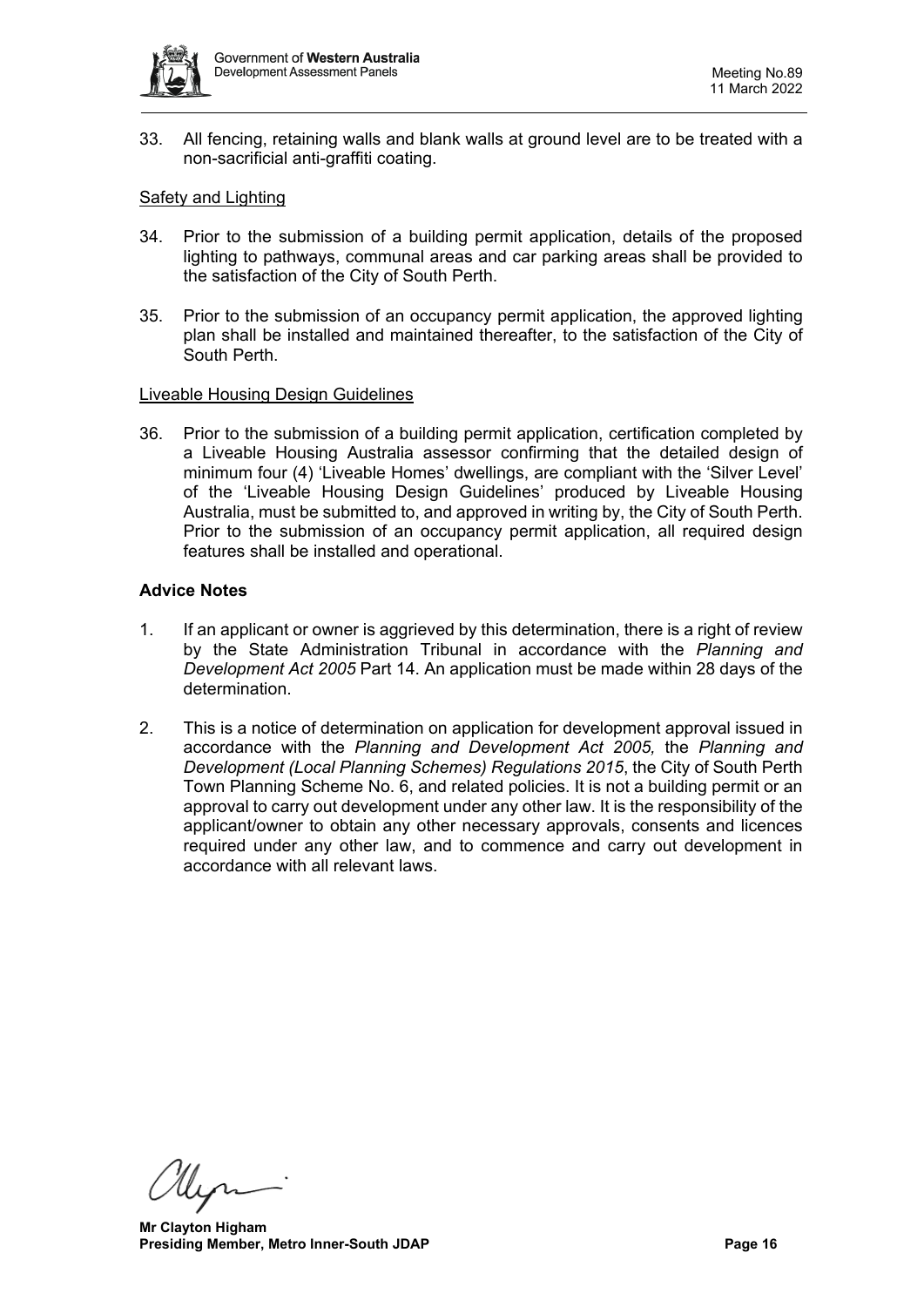33. All fencing, retaining walls and blank walls at ground level are to be treated with a non-sacrificial anti-graffiti coating.

Safety and Lighting

34. Prior to the submission of a building permit application, details of the proposed lighting to pathways, communal areas and car parking areas shall be provided to the satisfaction of the City of South Perth.

35. Prior to the submission of an occupancy permit application, the approved lighting plan shall be installed and maintained thereafter, to the satisfaction of the City of South Perth.

Liveable Housing Design Guidelines

36. Prior to the submission of a building permit application, certification completed by a Liveable Housing Australia assessor confirming that the detailed design of minimum four (4) 'Liveable Homes' dwellings, are compliant with the 'Silver Level' of the 'Liveable Housing Design Guidelines' produced by Liveable Housing Australia, must be submitted to, and approved in writing by, the City of South Perth. Prior to the submission of an occupancy permit application, all required design features shall be installed and operational.

**Advice Notes**

1. If an applicant or owner is aggrieved by this determination, there is a right of review by the State Administration Tribunal in accordance with the *Planning and Development Act 2005* Part 14. An application must be made within 28 days of the determination.

2. This is a notice of determination on application for development approval issued in accordance with the *Planning and Development Act 2005,* the *Planning and Development (Local Planning Schemes) Regulations 2015*, the City of South Perth Town Planning Scheme No. 6, and related policies. It is not a building permit or an approval to carry out development under any other law. It is the responsibility of the applicant/owner to obtain any other necessary approvals, consents and licences required under any other law, and to commence and carry out development in accordance with all relevant laws.

**Mr Clayton Higham**
**Presiding Member, Metro Inner-South JDAP**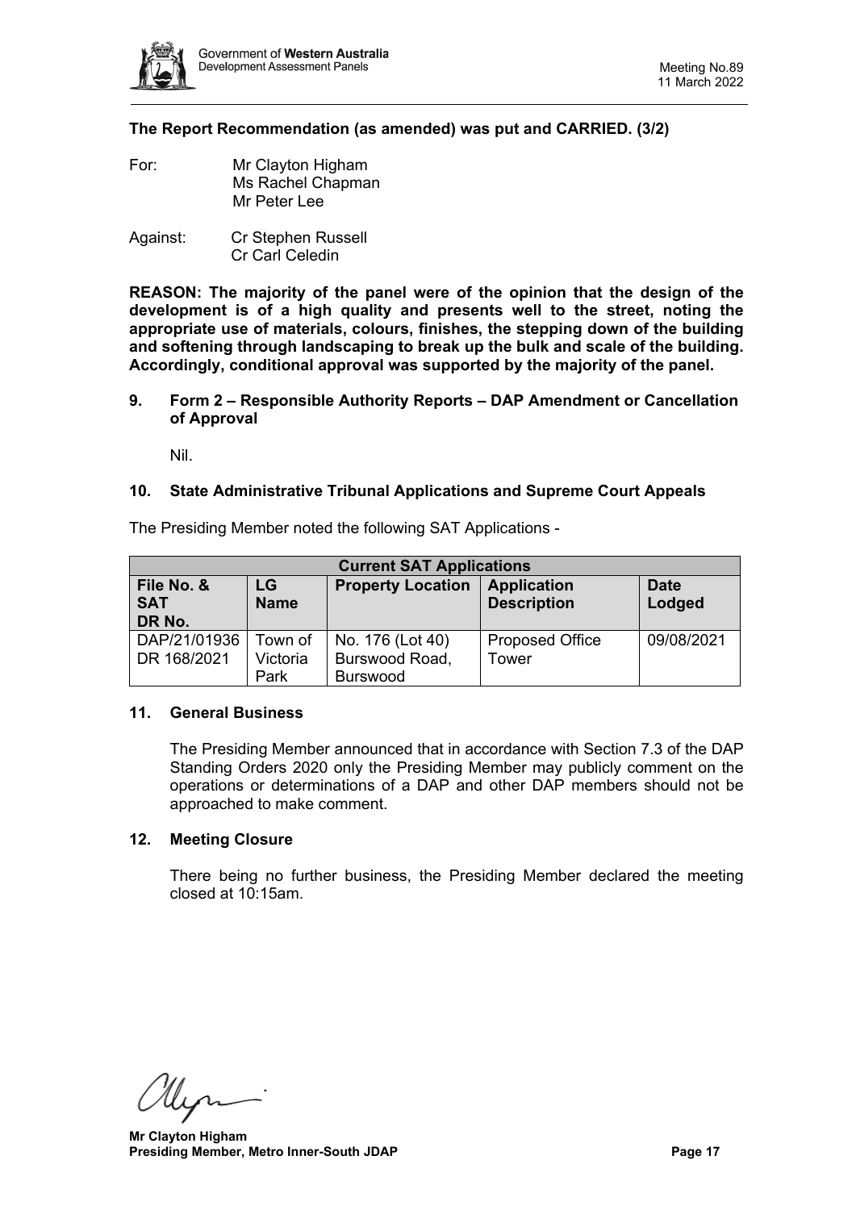**The Report Recommendation (as amended) was put and CARRIED. (3/2)**

For: Mr Clayton Higham
Ms Rachel Chapman
Mr Peter Lee

Against: Cr Stephen Russell
Cr Carl Celedin

**REASON: The majority of the panel were of the opinion that the design of the development is of a high quality and presents well to the street, noting the appropriate use of materials, colours, finishes, the stepping down of the building and softening through landscaping to break up the bulk and scale of the building. Accordingly, conditional approval was supported by the majority of the panel.**

## 9. Form 2 – Responsible Authority Reports – DAP Amendment or Cancellation of Approval

Nil.

## 10. State Administrative Tribunal Applications and Supreme Court Appeals

The Presiding Member noted the following SAT Applications -

| Current SAT Applications | | | | |
|---|---|---|---|---|
| **File No. & SAT DR No.** | **LG Name** | **Property Location** | **Application Description** | **Date Lodged** |
| DAP/21/01936 DR 168/2021 | Town of Victoria Park | No. 176 (Lot 40) Burswood Road, Burswood | Proposed Office Tower | 09/08/2021 |

## 11. General Business

The Presiding Member announced that in accordance with Section 7.3 of the DAP Standing Orders 2020 only the Presiding Member may publicly comment on the operations or determinations of a DAP and other DAP members should not be approached to make comment.

## 12. Meeting Closure

There being no further business, the Presiding Member declared the meeting closed at 10:15am.

**Mr Clayton Higham**
**Presiding Member, Metro Inner-South JDAP**